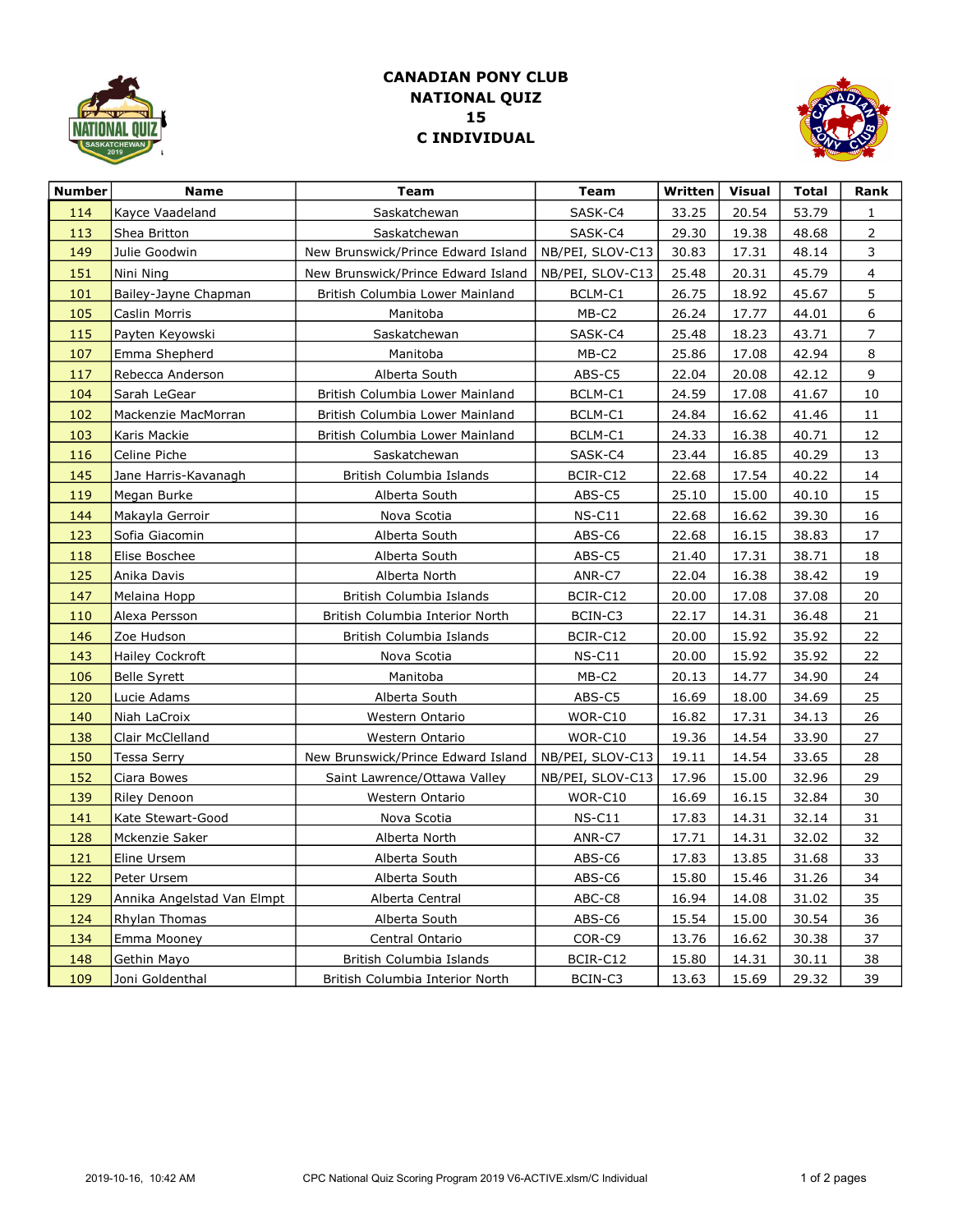# CANADIAN PONY CLUB
## NATIONAL QUIZ
## 15
## C INDIVIDUAL

| Number | Name | Team | Team | Written | Visual | Total | Rank |
|---|---|---|---|---|---|---|---|
| 114 | Kayce Vaadeland | Saskatchewan | SASK-C4 | 33.25 | 20.54 | 53.79 | 1 |
| 113 | Shea Britton | Saskatchewan | SASK-C4 | 29.30 | 19.38 | 48.68 | 2 |
| 149 | Julie Goodwin | New Brunswick/Prince Edward Island | NB/PEI, SLOV-C13 | 30.83 | 17.31 | 48.14 | 3 |
| 151 | Nini Ning | New Brunswick/Prince Edward Island | NB/PEI, SLOV-C13 | 25.48 | 20.31 | 45.79 | 4 |
| 101 | Bailey-Jayne Chapman | British Columbia Lower Mainland | BCLM-C1 | 26.75 | 18.92 | 45.67 | 5 |
| 105 | Caslin Morris | Manitoba | MB-C2 | 26.24 | 17.77 | 44.01 | 6 |
| 115 | Payten Keyowski | Saskatchewan | SASK-C4 | 25.48 | 18.23 | 43.71 | 7 |
| 107 | Emma Shepherd | Manitoba | MB-C2 | 25.86 | 17.08 | 42.94 | 8 |
| 117 | Rebecca Anderson | Alberta South | ABS-C5 | 22.04 | 20.08 | 42.12 | 9 |
| 104 | Sarah LeGear | British Columbia Lower Mainland | BCLM-C1 | 24.59 | 17.08 | 41.67 | 10 |
| 102 | Mackenzie MacMorran | British Columbia Lower Mainland | BCLM-C1 | 24.84 | 16.62 | 41.46 | 11 |
| 103 | Karis Mackie | British Columbia Lower Mainland | BCLM-C1 | 24.33 | 16.38 | 40.71 | 12 |
| 116 | Celine Piche | Saskatchewan | SASK-C4 | 23.44 | 16.85 | 40.29 | 13 |
| 145 | Jane Harris-Kavanagh | British Columbia Islands | BCIR-C12 | 22.68 | 17.54 | 40.22 | 14 |
| 119 | Megan Burke | Alberta South | ABS-C5 | 25.10 | 15.00 | 40.10 | 15 |
| 144 | Makayla Gerroir | Nova Scotia | NS-C11 | 22.68 | 16.62 | 39.30 | 16 |
| 123 | Sofia Giacomin | Alberta South | ABS-C6 | 22.68 | 16.15 | 38.83 | 17 |
| 118 | Elise Boschee | Alberta South | ABS-C5 | 21.40 | 17.31 | 38.71 | 18 |
| 125 | Anika Davis | Alberta North | ANR-C7 | 22.04 | 16.38 | 38.42 | 19 |
| 147 | Melaina Hopp | British Columbia Islands | BCIR-C12 | 20.00 | 17.08 | 37.08 | 20 |
| 110 | Alexa Persson | British Columbia Interior North | BCIN-C3 | 22.17 | 14.31 | 36.48 | 21 |
| 146 | Zoe Hudson | British Columbia Islands | BCIR-C12 | 20.00 | 15.92 | 35.92 | 22 |
| 143 | Hailey Cockroft | Nova Scotia | NS-C11 | 20.00 | 15.92 | 35.92 | 22 |
| 106 | Belle Syrett | Manitoba | MB-C2 | 20.13 | 14.77 | 34.90 | 24 |
| 120 | Lucie Adams | Alberta South | ABS-C5 | 16.69 | 18.00 | 34.69 | 25 |
| 140 | Niah LaCroix | Western Ontario | WOR-C10 | 16.82 | 17.31 | 34.13 | 26 |
| 138 | Clair McClelland | Western Ontario | WOR-C10 | 19.36 | 14.54 | 33.90 | 27 |
| 150 | Tessa Serry | New Brunswick/Prince Edward Island | NB/PEI, SLOV-C13 | 19.11 | 14.54 | 33.65 | 28 |
| 152 | Ciara Bowes | Saint Lawrence/Ottawa Valley | NB/PEI, SLOV-C13 | 17.96 | 15.00 | 32.96 | 29 |
| 139 | Riley Denoon | Western Ontario | WOR-C10 | 16.69 | 16.15 | 32.84 | 30 |
| 141 | Kate Stewart-Good | Nova Scotia | NS-C11 | 17.83 | 14.31 | 32.14 | 31 |
| 128 | Mckenzie Saker | Alberta North | ANR-C7 | 17.71 | 14.31 | 32.02 | 32 |
| 121 | Eline Ursem | Alberta South | ABS-C6 | 17.83 | 13.85 | 31.68 | 33 |
| 122 | Peter Ursem | Alberta South | ABS-C6 | 15.80 | 15.46 | 31.26 | 34 |
| 129 | Annika Angelstad Van Elmpt | Alberta Central | ABC-C8 | 16.94 | 14.08 | 31.02 | 35 |
| 124 | Rhylan Thomas | Alberta South | ABS-C6 | 15.54 | 15.00 | 30.54 | 36 |
| 134 | Emma Mooney | Central Ontario | COR-C9 | 13.76 | 16.62 | 30.38 | 37 |
| 148 | Gethin Mayo | British Columbia Islands | BCIR-C12 | 15.80 | 14.31 | 30.11 | 38 |
| 109 | Joni Goldenthal | British Columbia Interior North | BCIN-C3 | 13.63 | 15.69 | 29.32 | 39 |

2019-10-16, 10:42 AM CPC National Quiz Scoring Program 2019 V6-ACTIVE.xlsm/C Individual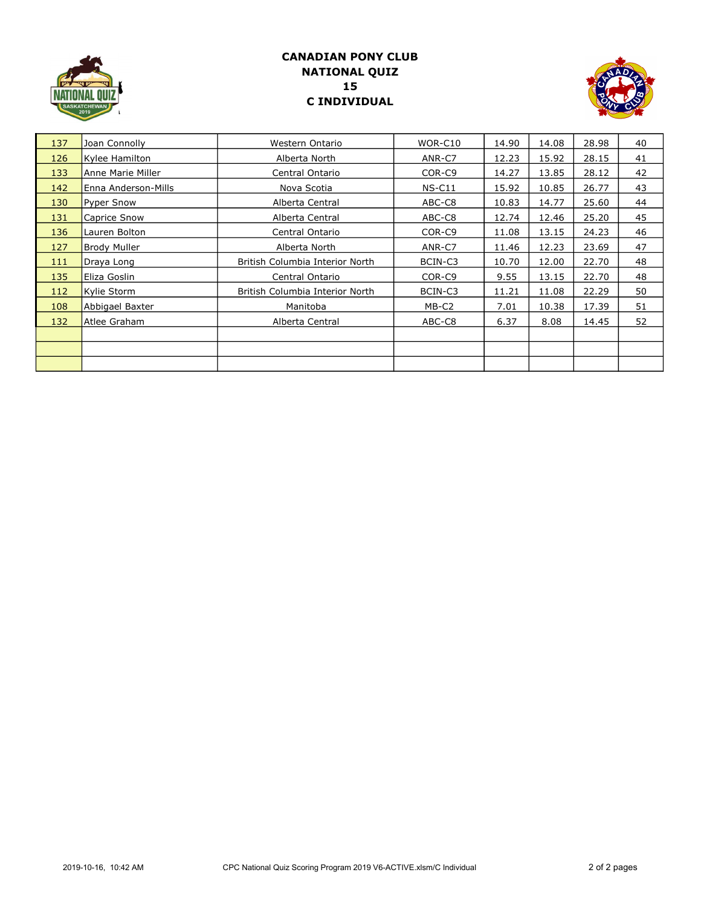# CANADIAN PONY CLUB
## NATIONAL QUIZ
## 15
## C INDIVIDUAL

| | | | | | | | |
|---|---|---|---|---|---|---|---|
| 137 | Joan Connolly | Western Ontario | WOR-C10 | 14.90 | 14.08 | 28.98 | 40 |
| 126 | Kylee Hamilton | Alberta North | ANR-C7 | 12.23 | 15.92 | 28.15 | 41 |
| 133 | Anne Marie Miller | Central Ontario | COR-C9 | 14.27 | 13.85 | 28.12 | 42 |
| 142 | Enna Anderson-Mills | Nova Scotia | NS-C11 | 15.92 | 10.85 | 26.77 | 43 |
| 130 | Pyper Snow | Alberta Central | ABC-C8 | 10.83 | 14.77 | 25.60 | 44 |
| 131 | Caprice Snow | Alberta Central | ABC-C8 | 12.74 | 12.46 | 25.20 | 45 |
| 136 | Lauren Bolton | Central Ontario | COR-C9 | 11.08 | 13.15 | 24.23 | 46 |
| 127 | Brody Muller | Alberta North | ANR-C7 | 11.46 | 12.23 | 23.69 | 47 |
| 111 | Draya Long | British Columbia Interior North | BCIN-C3 | 10.70 | 12.00 | 22.70 | 48 |
| 135 | Eliza Goslin | Central Ontario | COR-C9 | 9.55 | 13.15 | 22.70 | 48 |
| 112 | Kylie Storm | British Columbia Interior North | BCIN-C3 | 11.21 | 11.08 | 22.29 | 50 |
| 108 | Abbigael Baxter | Manitoba | MB-C2 | 7.01 | 10.38 | 17.39 | 51 |
| 132 | Atlee Graham | Alberta Central | ABC-C8 | 6.37 | 8.08 | 14.45 | 52 |
| | | | | | | | |
| | | | | | | | |
| | | | | | | | |

2019-10-16, 10:42 AM CPC National Quiz Scoring Program 2019 V6-ACTIVE.xlsm/C Individual